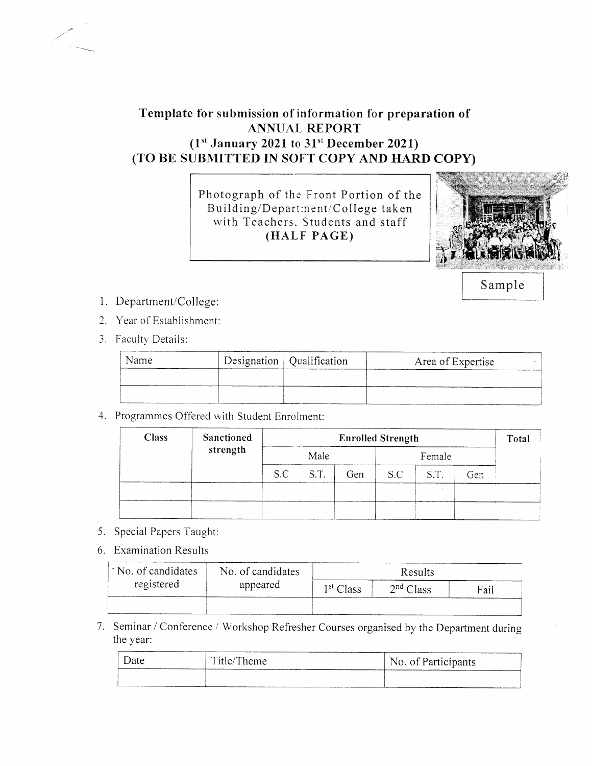# Template for submission of information for preparation of
# ANNUAL REPORT
## (1st January 2021 to 31st December 2021)
## (TO BE SUBMITTED IN SOFT COPY AND HARD COPY)

Photograph of the Front Portion of the Building/Department/College taken with Teachers, Students and staff **(HALF PAGE)**

Sample

1. Department/College:
2. Year of Establishment:
3. Faculty Details:

| Name | Designation | Qualification | Area of Expertise |
|---|---|---|---|
| | | | |
| | | | |

4. Programmes Offered with Student Enrolment:

| Class | Sanctioned strength | Enrolled Strength | | | | | | Total |
|---|---|---|---|---|---|---|---|---|
| | | Male | | | Female | | | |
| | | S.C | S.T. | Gen | S.C | S.T. | Gen | |
| | | | | | | | | |
| | | | | | | | | |

5. Special Papers Taught:
6. Examination Results

| No. of candidates registered | No. of candidates appeared | Results | | |
|---|---|---|---|---|
| | | 1st Class | 2nd Class | Fail |
| | | | | |

7. Seminar / Conference / Workshop Refresher Courses organised by the Department during the year:

| Date | Title/Theme | No. of Participants |
|---|---|---|
| | | |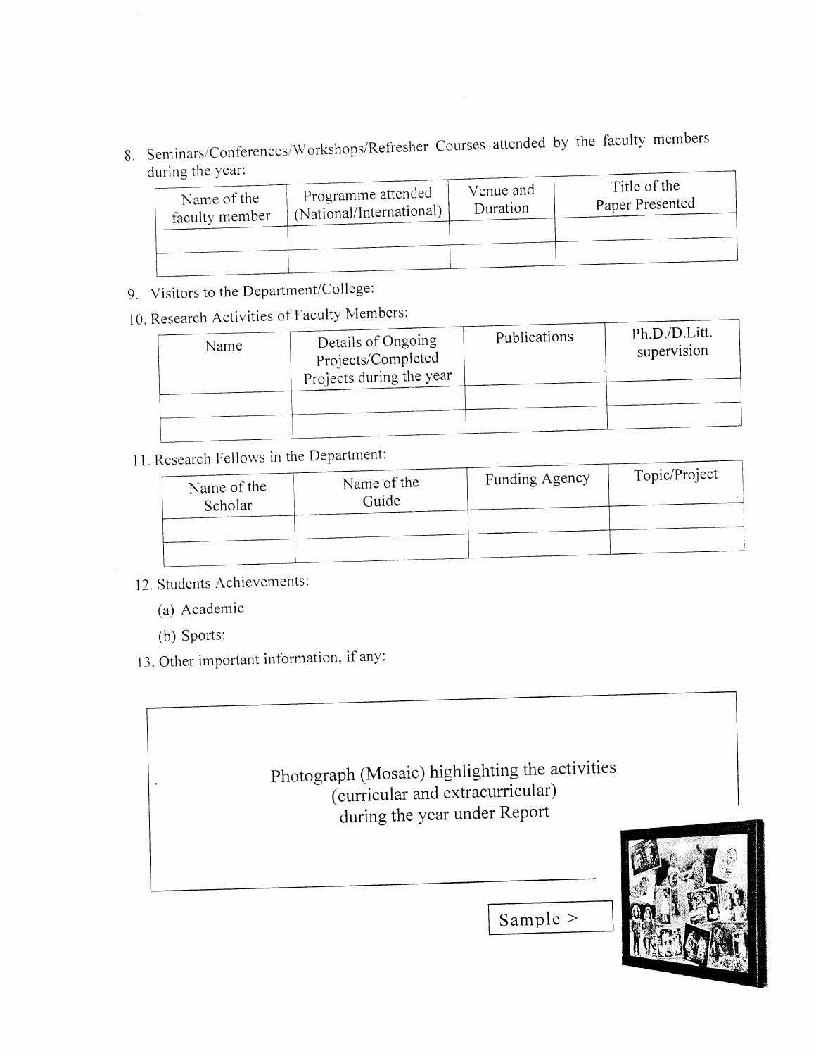8. Seminars/Conferences/Workshops/Refresher Courses attended by the faculty members during the year:

| Name of the faculty member | Programme attended (National/International) | Venue and Duration | Title of the Paper Presented |
|---|---|---|---|
| | | | |
| | | | |

9. Visitors to the Department/College:

10. Research Activities of Faculty Members:

| Name | Details of Ongoing Projects/Completed Projects during the year | Publications | Ph.D./D.Litt. supervision |
|---|---|---|---|
| | | | |
| | | | |

11. Research Fellows in the Department:

| Name of the Scholar | Name of the Guide | Funding Agency | Topic/Project |
|---|---|---|---|
| | | | |
| | | | |

12. Students Achievements:

    (a) Academic

    (b) Sports:

13. Other important information, if any:

Photograph (Mosaic) highlighting the activities (curricular and extracurricular) during the year under Report

Sample >